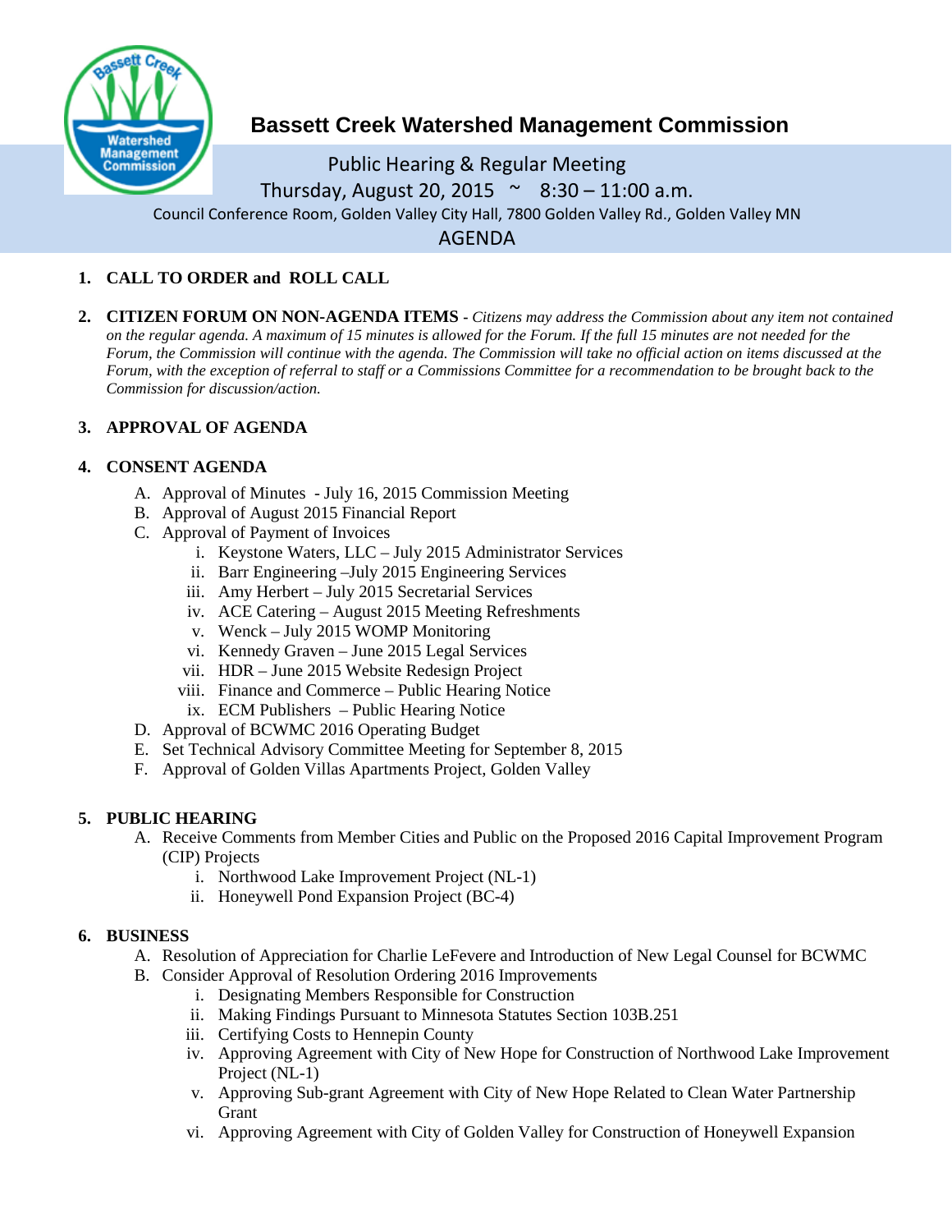# Bassett Creek Watershed Management Commission

Public Hearing & Regular Meeting

Thursday, August 20, 2015 ~ 8:30 – 11:00 a.m.

Council Conference Room, Golden Valley City Hall, 7800 Golden Valley Rd., Golden Valley MN

AGENDA

1. **CALL TO ORDER and ROLL CALL**

2. **CITIZEN FORUM ON NON-AGENDA ITEMS** - *Citizens may address the Commission about any item not contained on the regular agenda. A maximum of 15 minutes is allowed for the Forum. If the full 15 minutes are not needed for the Forum, the Commission will continue with the agenda. The Commission will take no official action on items discussed at the Forum, with the exception of referral to staff or a Commissions Committee for a recommendation to be brought back to the Commission for discussion/action.*

3. **APPROVAL OF AGENDA**

4. **CONSENT AGENDA**
   - A. Approval of Minutes - July 16, 2015 Commission Meeting
   - B. Approval of August 2015 Financial Report
   - C. Approval of Payment of Invoices
     - i. Keystone Waters, LLC – July 2015 Administrator Services
     - ii. Barr Engineering –July 2015 Engineering Services
     - iii. Amy Herbert – July 2015 Secretarial Services
     - iv. ACE Catering – August 2015 Meeting Refreshments
     - v. Wenck – July 2015 WOMP Monitoring
     - vi. Kennedy Graven – June 2015 Legal Services
     - vii. HDR – June 2015 Website Redesign Project
     - viii. Finance and Commerce – Public Hearing Notice
     - ix. ECM Publishers – Public Hearing Notice
   - D. Approval of BCWMC 2016 Operating Budget
   - E. Set Technical Advisory Committee Meeting for September 8, 2015
   - F. Approval of Golden Villas Apartments Project, Golden Valley

5. **PUBLIC HEARING**
   - A. Receive Comments from Member Cities and Public on the Proposed 2016 Capital Improvement Program (CIP) Projects
     - i. Northwood Lake Improvement Project (NL-1)
     - ii. Honeywell Pond Expansion Project (BC-4)

6. **BUSINESS**
   - A. Resolution of Appreciation for Charlie LeFevere and Introduction of New Legal Counsel for BCWMC
   - B. Consider Approval of Resolution Ordering 2016 Improvements
     - i. Designating Members Responsible for Construction
     - ii. Making Findings Pursuant to Minnesota Statutes Section 103B.251
     - iii. Certifying Costs to Hennepin County
     - iv. Approving Agreement with City of New Hope for Construction of Northwood Lake Improvement Project (NL-1)
     - v. Approving Sub-grant Agreement with City of New Hope Related to Clean Water Partnership Grant
     - vi. Approving Agreement with City of Golden Valley for Construction of Honeywell Expansion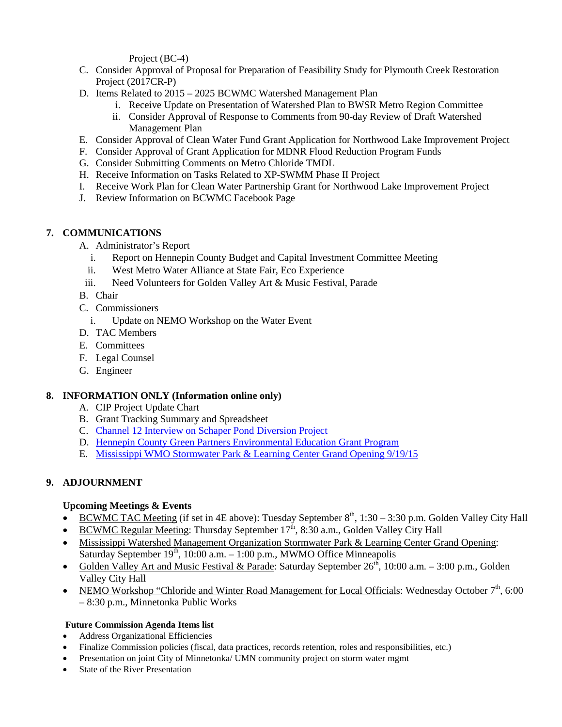Project (BC-4)

C. Consider Approval of Proposal for Preparation of Feasibility Study for Plymouth Creek Restoration Project (2017CR-P)
D. Items Related to 2015 – 2025 BCWMC Watershed Management Plan
   i. Receive Update on Presentation of Watershed Plan to BWSR Metro Region Committee
   ii. Consider Approval of Response to Comments from 90-day Review of Draft Watershed Management Plan
E. Consider Approval of Clean Water Fund Grant Application for Northwood Lake Improvement Project
F. Consider Approval of Grant Application for MDNR Flood Reduction Program Funds
G. Consider Submitting Comments on Metro Chloride TMDL
H. Receive Information on Tasks Related to XP-SWMM Phase II Project
I. Receive Work Plan for Clean Water Partnership Grant for Northwood Lake Improvement Project
J. Review Information on BCWMC Facebook Page

**7. COMMUNICATIONS**

A. Administrator's Report
   i. Report on Hennepin County Budget and Capital Investment Committee Meeting
   ii. West Metro Water Alliance at State Fair, Eco Experience
   iii. Need Volunteers for Golden Valley Art & Music Festival, Parade
B. Chair
C. Commissioners
   i. Update on NEMO Workshop on the Water Event
D. TAC Members
E. Committees
F. Legal Counsel
G. Engineer

**8. INFORMATION ONLY (Information online only)**

A. CIP Project Update Chart
B. Grant Tracking Summary and Spreadsheet
C. Channel 12 Interview on Schaper Pond Diversion Project
D. Hennepin County Green Partners Environmental Education Grant Program
E. Mississippi WMO Stormwater Park & Learning Center Grand Opening 9/19/15

**9. ADJOURNMENT**

**Upcoming Meetings & Events**

- BCWMC TAC Meeting (if set in 4E above): Tuesday September 8th, 1:30 – 3:30 p.m. Golden Valley City Hall
- BCWMC Regular Meeting: Thursday September 17th, 8:30 a.m., Golden Valley City Hall
- Mississippi Watershed Management Organization Stormwater Park & Learning Center Grand Opening: Saturday September 19th, 10:00 a.m. – 1:00 p.m., MWMO Office Minneapolis
- Golden Valley Art and Music Festival & Parade: Saturday September 26th, 10:00 a.m. – 3:00 p.m., Golden Valley City Hall
- NEMO Workshop "Chloride and Winter Road Management for Local Officials: Wednesday October 7th, 6:00 – 8:30 p.m., Minnetonka Public Works

**Future Commission Agenda Items list**

- Address Organizational Efficiencies
- Finalize Commission policies (fiscal, data practices, records retention, roles and responsibilities, etc.)
- Presentation on joint City of Minnetonka/ UMN community project on storm water mgmt
- State of the River Presentation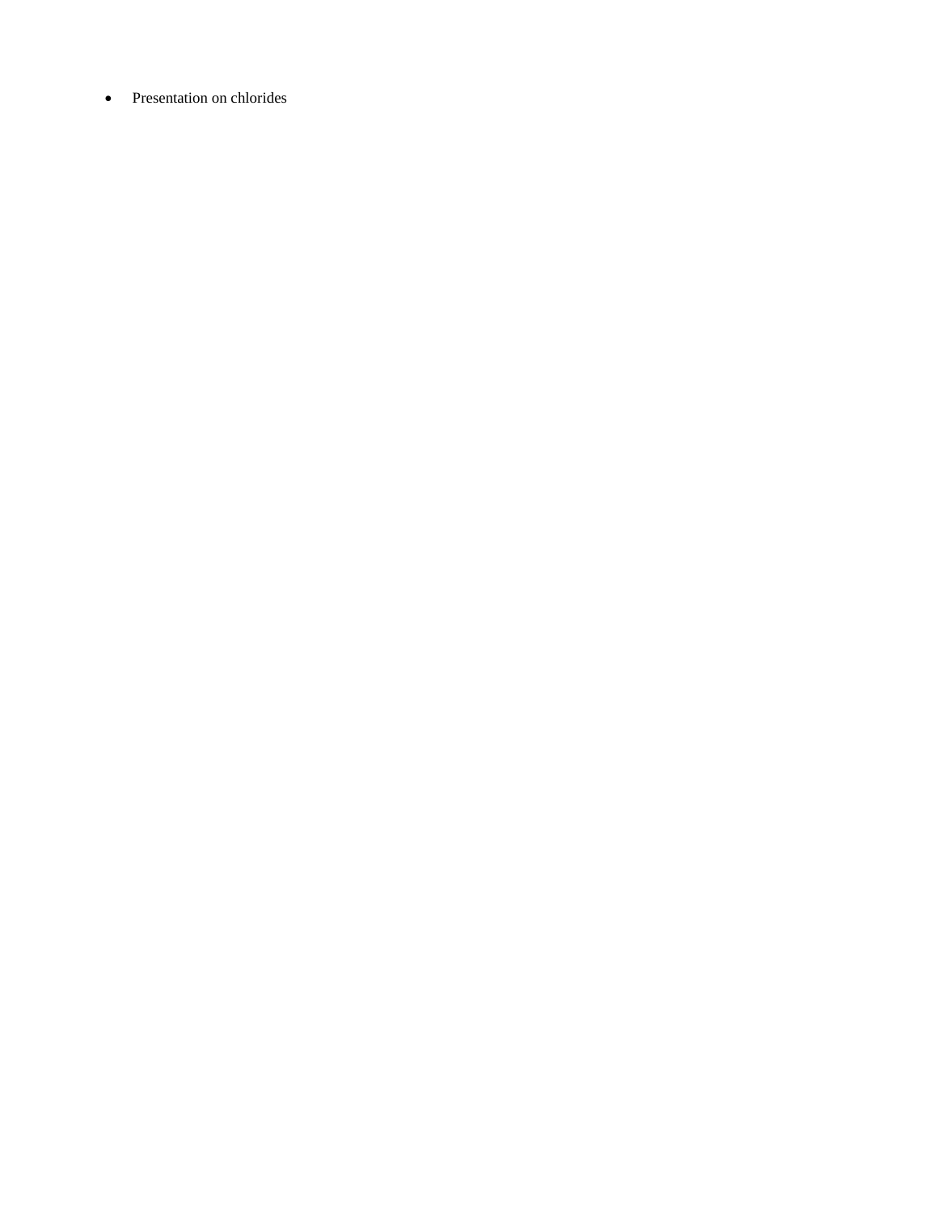- Presentation on chlorides